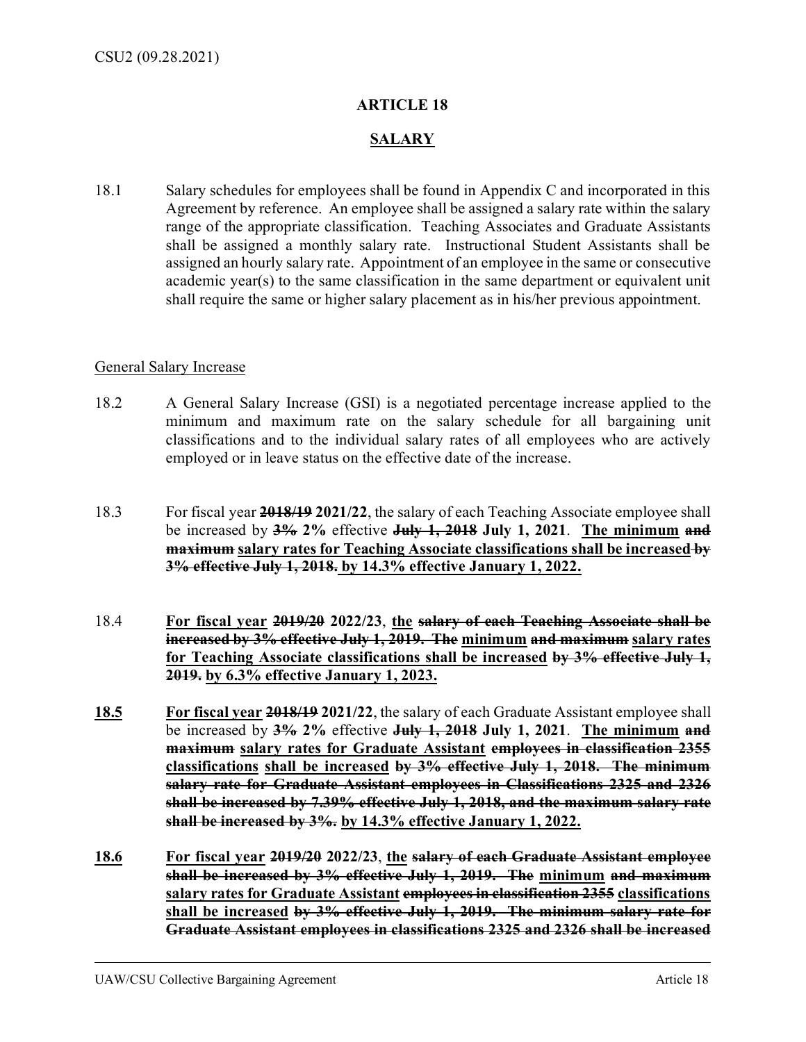# ARTICLE 18

## SALARY

18.1 Salary schedules for employees shall be found in Appendix C and incorporated in this Agreement by reference. An employee shall be assigned a salary rate within the salary range of the appropriate classification. Teaching Associates and Graduate Assistants shall be assigned a monthly salary rate. Instructional Student Assistants shall be assigned an hourly salary rate. Appointment of an employee in the same or consecutive academic year(s) to the same classification in the same department or equivalent unit shall require the same or higher salary placement as in his/her previous appointment.

<u>General Salary Increase</u>

18.2 A General Salary Increase (GSI) is a negotiated percentage increase applied to the minimum and maximum rate on the salary schedule for all bargaining unit classifications and to the individual salary rates of all employees who are actively employed or in leave status on the effective date of the increase.

18.3 For fiscal year ~~**2018/19**~~ **2021/22**, the salary of each Teaching Associate employee shall be increased by ~~**3%**~~ **2%** effective ~~**July 1, 2018**~~ **July 1, 2021**. **<u>The minimum</u>** ~~**and maximum**~~ **<u>salary rates for Teaching Associate classifications shall be increased</u>** ~~**by 3% effective July 1, 2018.**~~ **<u>by 14.3% effective January 1, 2022.</u>**

18.4 **<u>For fiscal year</u>** ~~**2019/20**~~ **2022/23**, **<u>the</u>** ~~**salary of each Teaching Associate shall be increased by 3% effective July 1, 2019. The**~~ **<u>minimum</u>** ~~**and maximum**~~ **<u>salary rates for Teaching Associate classifications shall be increased</u>** ~~**by 3% effective July 1, 2019.**~~ **<u>by 6.3% effective January 1, 2023.</u>**

**<u>18.5</u>** **<u>For fiscal year</u>** ~~**2018/19**~~ **2021/22**, the salary of each Graduate Assistant employee shall be increased by ~~**3%**~~ **2%** effective ~~**July 1, 2018**~~ **July 1, 2021**. **<u>The minimum</u>** ~~**and maximum**~~ **<u>salary rates for Graduate Assistant</u>** ~~**employees in classification 2355**~~ **<u>classifications</u>** **<u>shall be increased</u>** ~~**by 3% effective July 1, 2018. The minimum salary rate for Graduate Assistant employees in Classifications 2325 and 2326 shall be increased by 7.39% effective July 1, 2018, and the maximum salary rate shall be increased by 3%.**~~ **<u>by 14.3% effective January 1, 2022.</u>**

**<u>18.6</u>** **<u>For fiscal year</u>** ~~**2019/20**~~ **2022/23**, **<u>the</u>** ~~**salary of each Graduate Assistant employee shall be increased by 3% effective July 1, 2019. The**~~ **<u>minimum</u>** ~~**and maximum**~~ **<u>salary rates for Graduate Assistant</u>** ~~**employees in classification 2355**~~ **<u>classifications shall be increased</u>** ~~**by 3% effective July 1, 2019. The minimum salary rate for Graduate Assistant employees in classifications 2325 and 2326 shall be increased**~~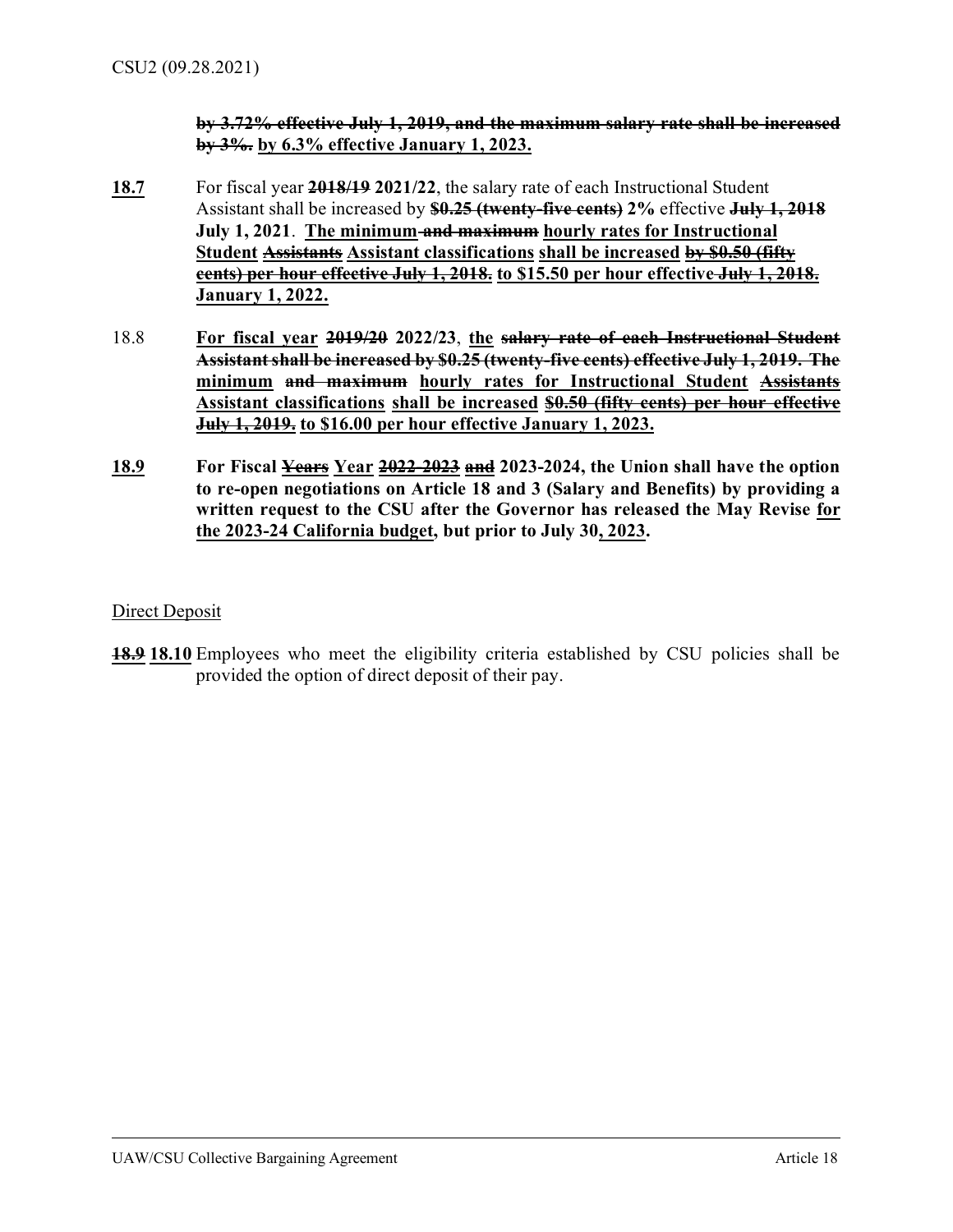**~~by 3.72% effective July 1, 2019, and the maximum salary rate shall be increased by 3%.~~ by 6.3% effective January 1, 2023.**

**18.7** For fiscal year **~~2018/19~~ 2021/22**, the salary rate of each Instructional Student Assistant shall be increased by **~~$0.25 (twenty-five cents)~~ 2%** effective **~~July 1, 2018~~ July 1, 2021**. **The minimum ~~and maximum~~ hourly rates for Instructional Student ~~Assistants~~ Assistant classifications shall be increased ~~by $0.50 (fifty cents) per hour effective July 1, 2018.~~ to $15.50 per hour effective ~~July 1, 2018.~~ January 1, 2022.**

18.8 **For fiscal year ~~2019/20~~ 2022/23, the ~~salary rate of each Instructional Student Assistant shall be increased by $0.25 (twenty-five cents) effective July 1, 2019. The~~ minimum ~~and maximum~~ hourly rates for Instructional Student ~~Assistants~~ Assistant classifications shall be increased ~~$0.50 (fifty cents) per hour effective July 1, 2019.~~ to $16.00 per hour effective January 1, 2023.**

**18.9** **For Fiscal ~~Years~~ Year ~~2022-2023~~ ~~and~~ 2023-2024, the Union shall have the option to re-open negotiations on Article 18 and 3 (Salary and Benefits) by providing a written request to the CSU after the Governor has released the May Revise for the 2023-24 California budget, but prior to July 30, 2023.**

Direct Deposit

**~~18.9~~ 18.10** Employees who meet the eligibility criteria established by CSU policies shall be provided the option of direct deposit of their pay.